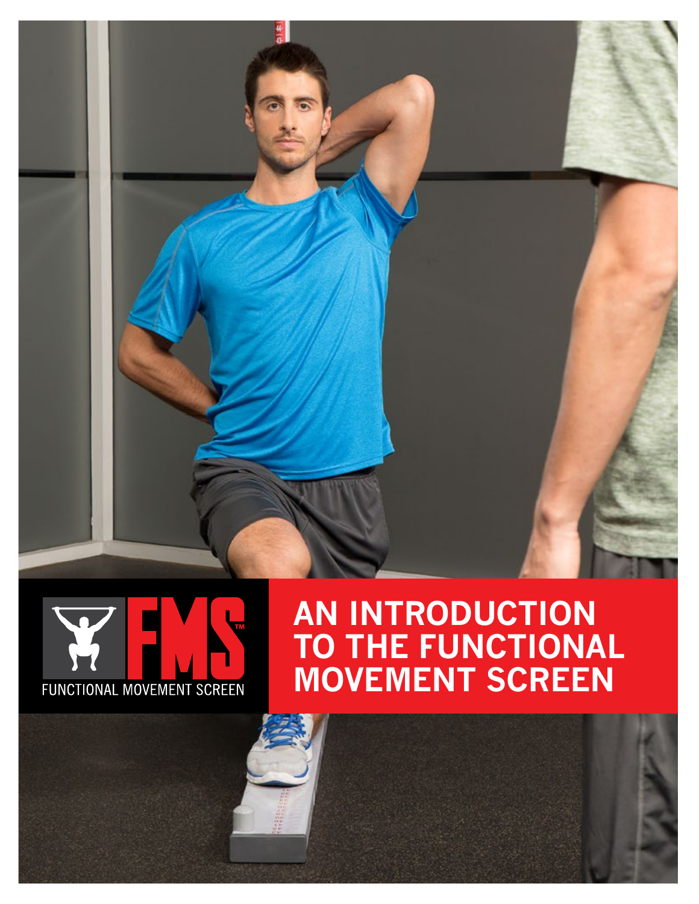# AN INTRODUCTION TO THE FUNCTIONAL MOVEMENT SCREEN

FMS™

FUNCTIONAL MOVEMENT SCREEN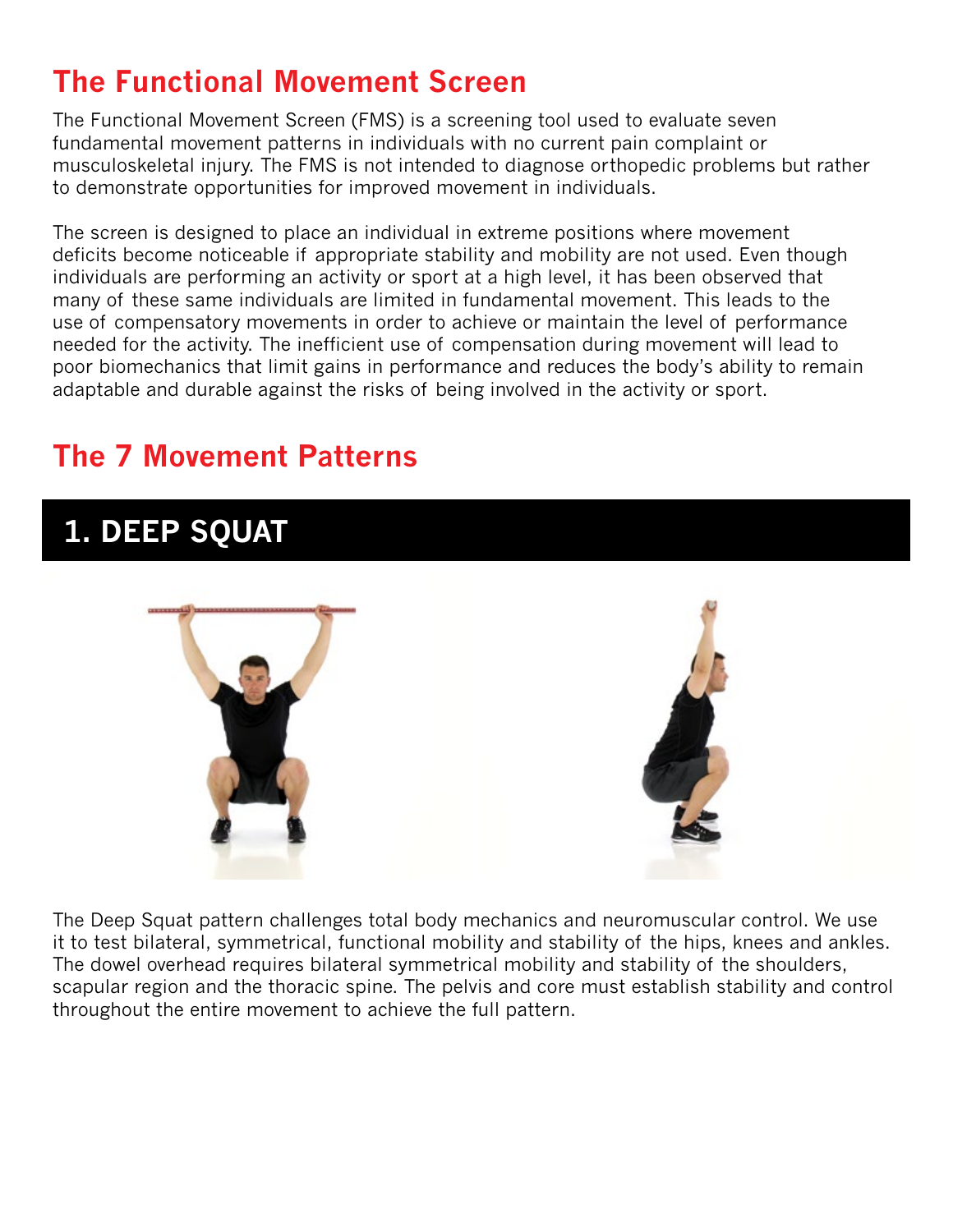## The Functional Movement Screen

The Functional Movement Screen (FMS) is a screening tool used to evaluate seven fundamental movement patterns in individuals with no current pain complaint or musculoskeletal injury. The FMS is not intended to diagnose orthopedic problems but rather to demonstrate opportunities for improved movement in individuals.

The screen is designed to place an individual in extreme positions where movement deficits become noticeable if appropriate stability and mobility are not used. Even though individuals are performing an activity or sport at a high level, it has been observed that many of these same individuals are limited in fundamental movement. This leads to the use of compensatory movements in order to achieve or maintain the level of performance needed for the activity. The inefficient use of compensation during movement will lead to poor biomechanics that limit gains in performance and reduces the body's ability to remain adaptable and durable against the risks of being involved in the activity or sport.

## The 7 Movement Patterns

### 1. DEEP SQUAT

The Deep Squat pattern challenges total body mechanics and neuromuscular control. We use it to test bilateral, symmetrical, functional mobility and stability of the hips, knees and ankles. The dowel overhead requires bilateral symmetrical mobility and stability of the shoulders, scapular region and the thoracic spine. The pelvis and core must establish stability and control throughout the entire movement to achieve the full pattern.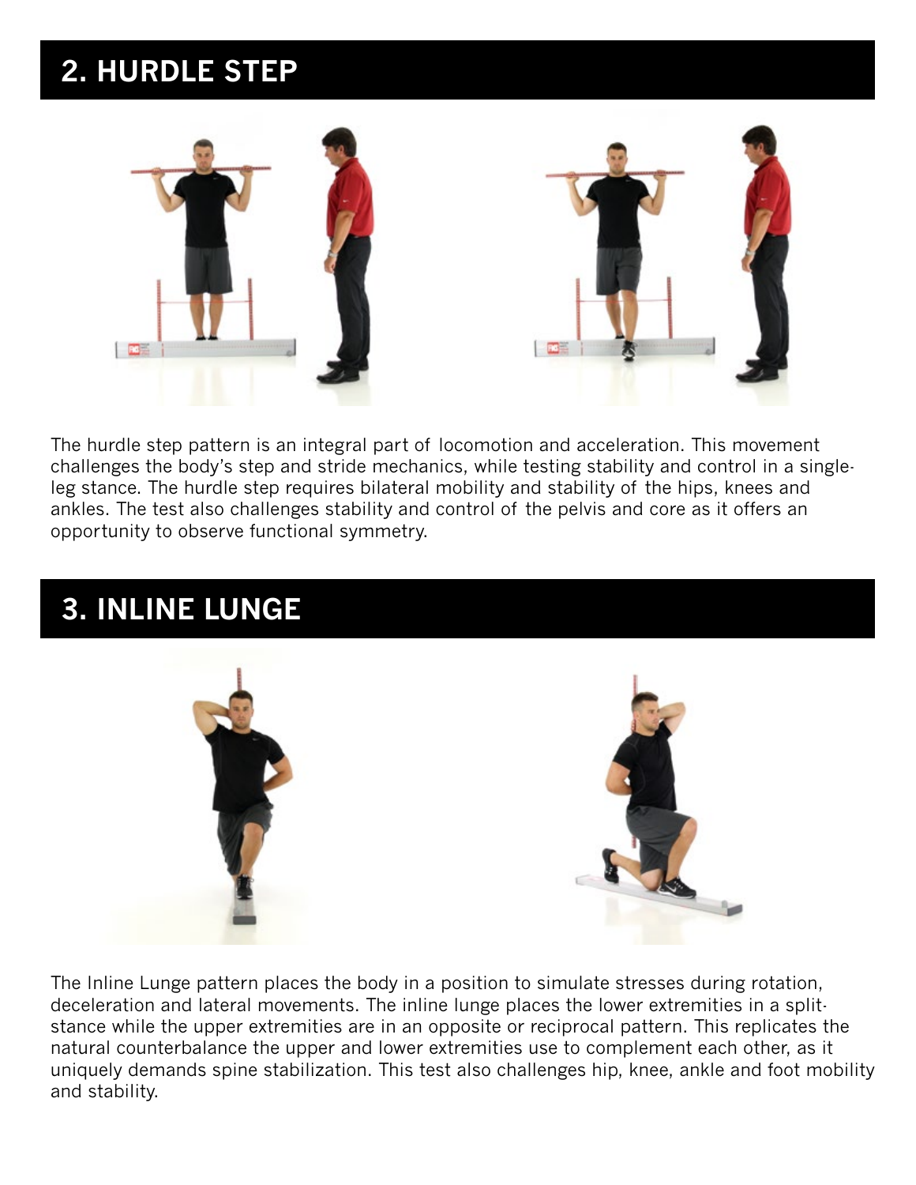## 2. HURDLE STEP

The hurdle step pattern is an integral part of locomotion and acceleration. This movement challenges the body's step and stride mechanics, while testing stability and control in a single-leg stance. The hurdle step requires bilateral mobility and stability of the hips, knees and ankles. The test also challenges stability and control of the pelvis and core as it offers an opportunity to observe functional symmetry.

## 3. INLINE LUNGE

The Inline Lunge pattern places the body in a position to simulate stresses during rotation, deceleration and lateral movements. The inline lunge places the lower extremities in a split-stance while the upper extremities are in an opposite or reciprocal pattern. This replicates the natural counterbalance the upper and lower extremities use to complement each other, as it uniquely demands spine stabilization. This test also challenges hip, knee, ankle and foot mobility and stability.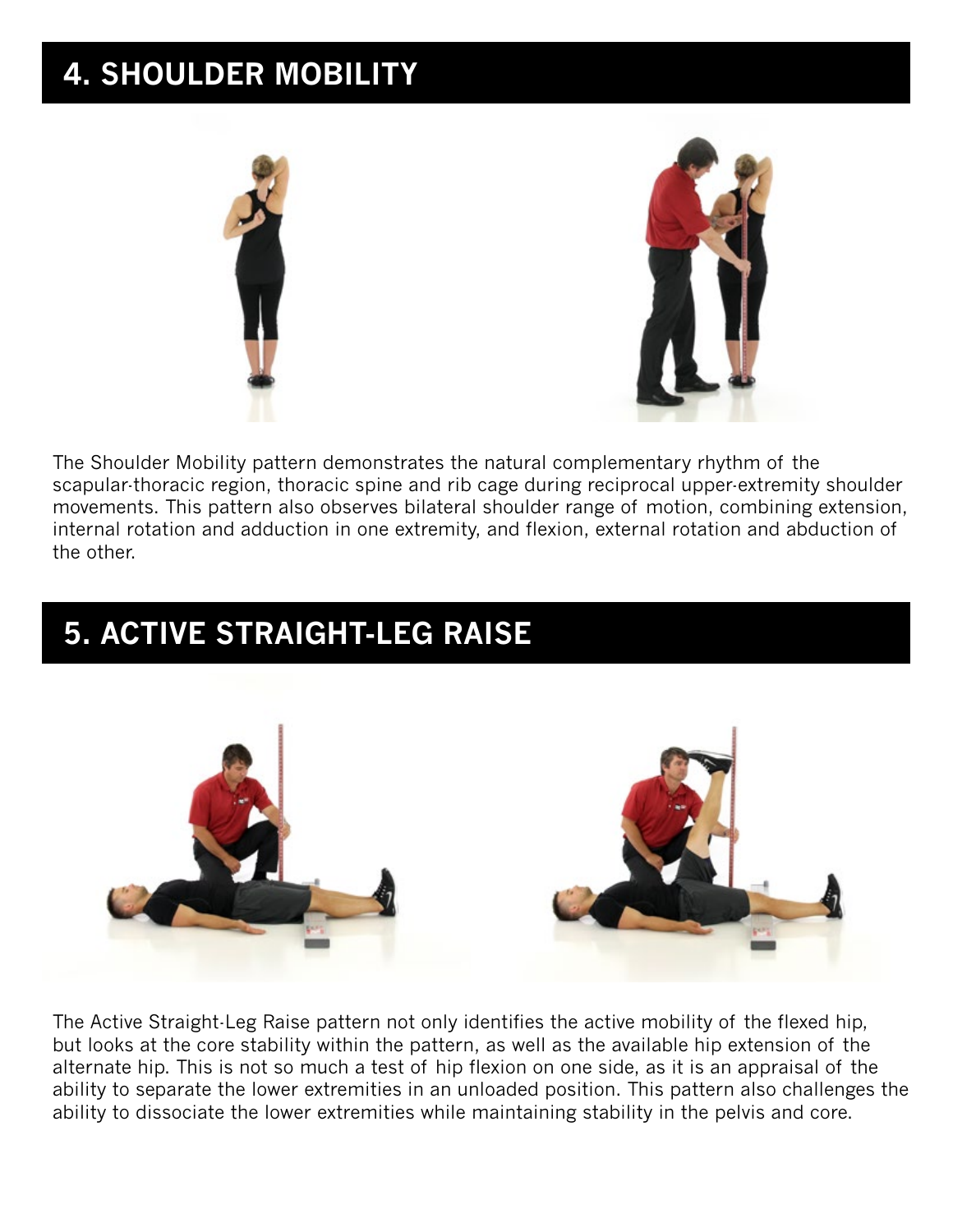## 4. SHOULDER MOBILITY

The Shoulder Mobility pattern demonstrates the natural complementary rhythm of the scapular-thoracic region, thoracic spine and rib cage during reciprocal upper-extremity shoulder movements. This pattern also observes bilateral shoulder range of motion, combining extension, internal rotation and adduction in one extremity, and flexion, external rotation and abduction of the other.

## 5. ACTIVE STRAIGHT-LEG RAISE

The Active Straight-Leg Raise pattern not only identifies the active mobility of the flexed hip, but looks at the core stability within the pattern, as well as the available hip extension of the alternate hip. This is not so much a test of hip flexion on one side, as it is an appraisal of the ability to separate the lower extremities in an unloaded position. This pattern also challenges the ability to dissociate the lower extremities while maintaining stability in the pelvis and core.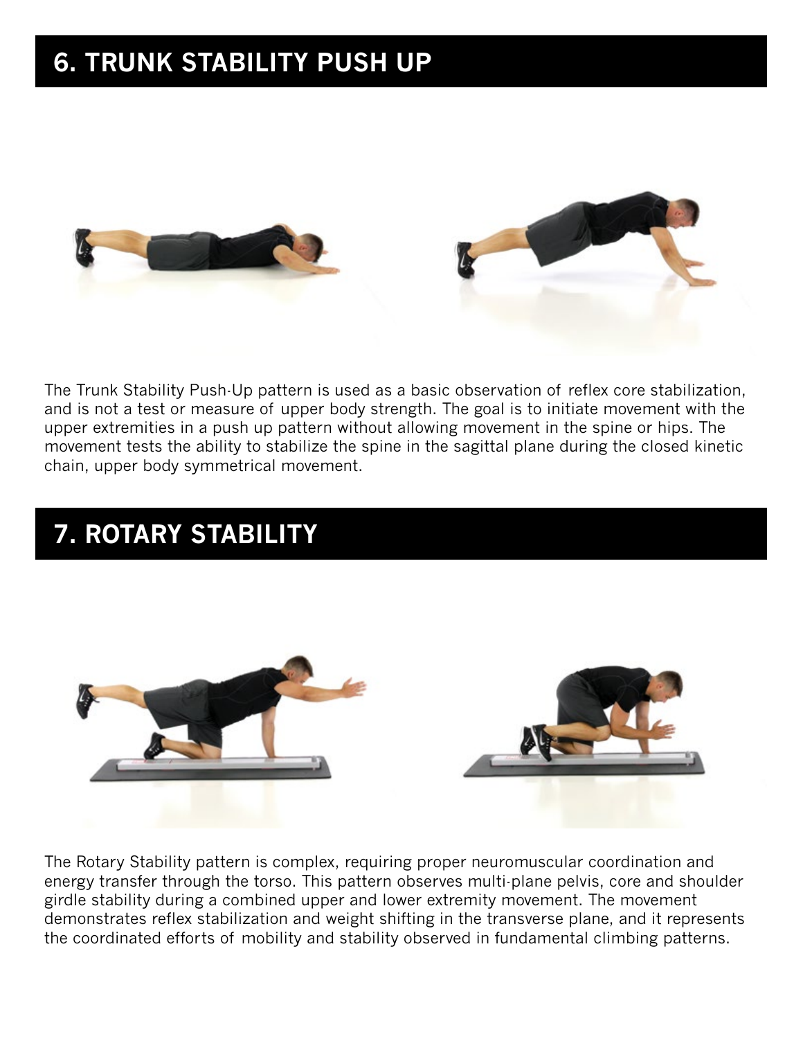## 6. TRUNK STABILITY PUSH UP

The Trunk Stability Push-Up pattern is used as a basic observation of reflex core stabilization, and is not a test or measure of upper body strength. The goal is to initiate movement with the upper extremities in a push up pattern without allowing movement in the spine or hips. The movement tests the ability to stabilize the spine in the sagittal plane during the closed kinetic chain, upper body symmetrical movement.

## 7. ROTARY STABILITY

The Rotary Stability pattern is complex, requiring proper neuromuscular coordination and energy transfer through the torso. This pattern observes multi-plane pelvis, core and shoulder girdle stability during a combined upper and lower extremity movement. The movement demonstrates reflex stabilization and weight shifting in the transverse plane, and it represents the coordinated efforts of mobility and stability observed in fundamental climbing patterns.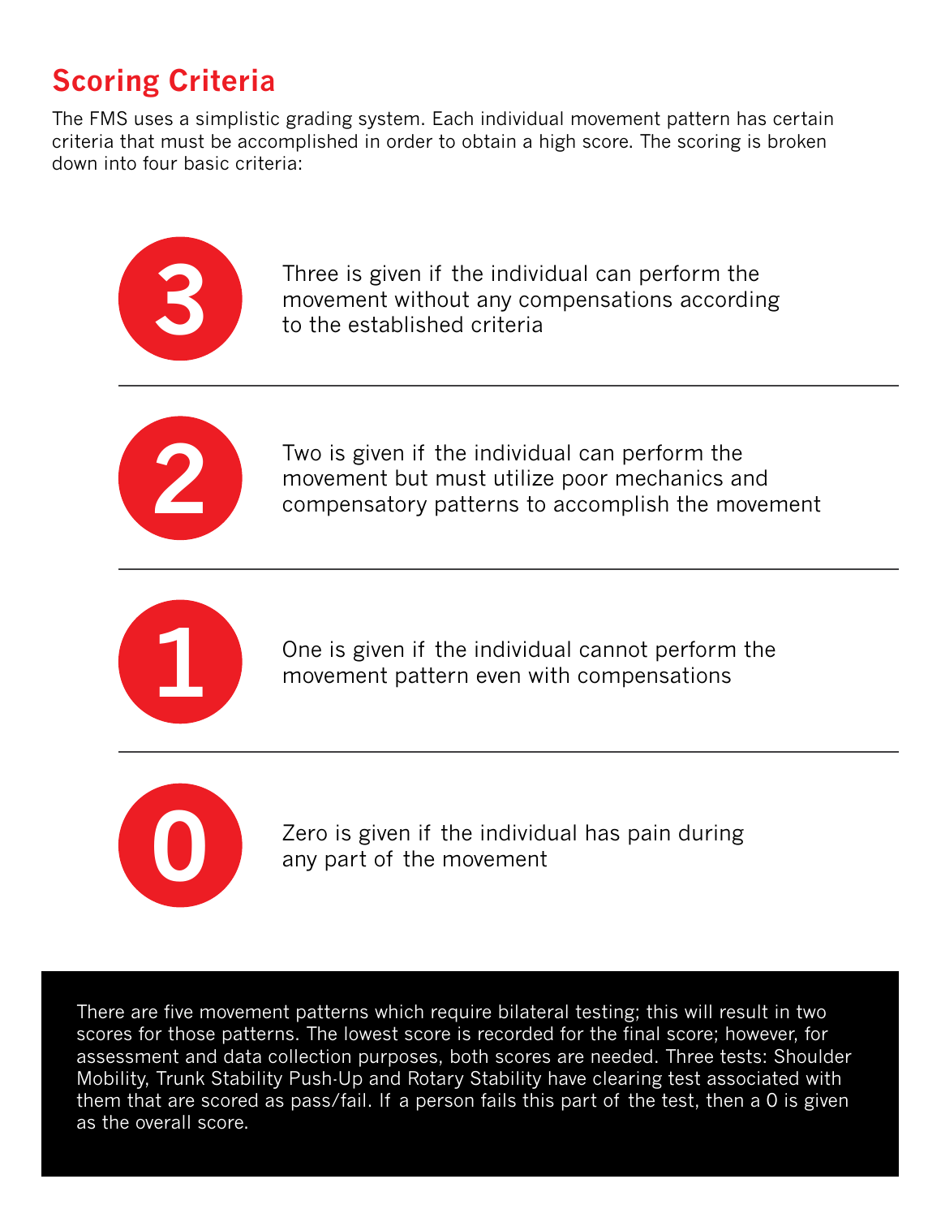## Scoring Criteria

The FMS uses a simplistic grading system. Each individual movement pattern has certain criteria that must be accomplished in order to obtain a high score. The scoring is broken down into four basic criteria:

**3** — Three is given if the individual can perform the movement without any compensations according to the established criteria

**2** — Two is given if the individual can perform the movement but must utilize poor mechanics and compensatory patterns to accomplish the movement

**1** — One is given if the individual cannot perform the movement pattern even with compensations

**0** — Zero is given if the individual has pain during any part of the movement

There are five movement patterns which require bilateral testing; this will result in two scores for those patterns. The lowest score is recorded for the final score; however, for assessment and data collection purposes, both scores are needed. Three tests: Shoulder Mobility, Trunk Stability Push-Up and Rotary Stability have clearing test associated with them that are scored as pass/fail. If a person fails this part of the test, then a 0 is given as the overall score.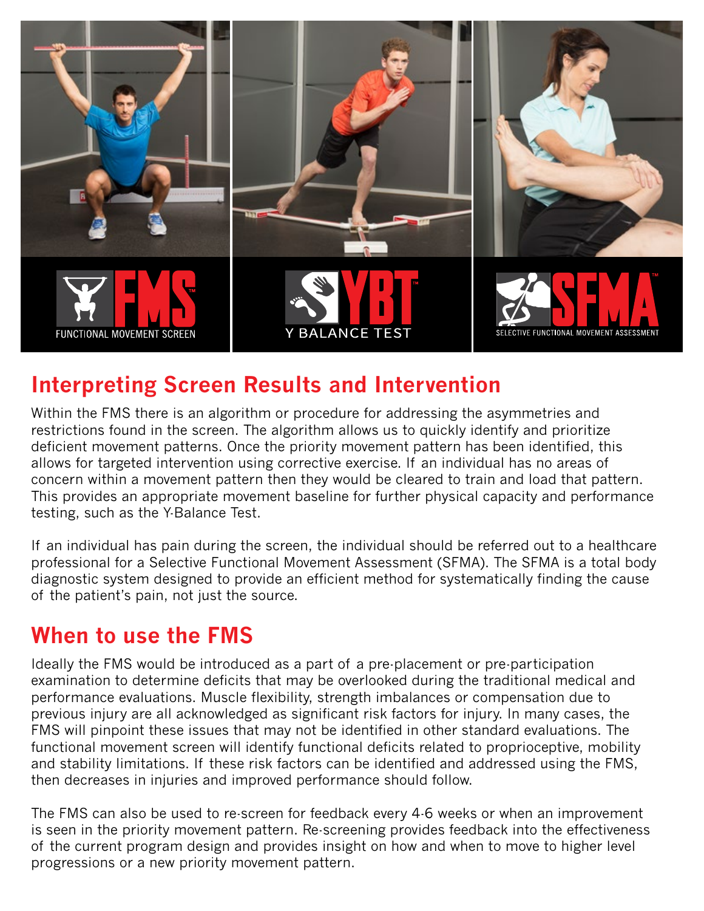FUNCTIONAL MOVEMENT SCREEN

Y BALANCE TEST

SELECTIVE FUNCTIONAL MOVEMENT ASSESSMENT

## Interpreting Screen Results and Intervention

Within the FMS there is an algorithm or procedure for addressing the asymmetries and restrictions found in the screen. The algorithm allows us to quickly identify and prioritize deficient movement patterns. Once the priority movement pattern has been identified, this allows for targeted intervention using corrective exercise. If an individual has no areas of concern within a movement pattern then they would be cleared to train and load that pattern. This provides an appropriate movement baseline for further physical capacity and performance testing, such as the Y-Balance Test.

If an individual has pain during the screen, the individual should be referred out to a healthcare professional for a Selective Functional Movement Assessment (SFMA). The SFMA is a total body diagnostic system designed to provide an efficient method for systematically finding the cause of the patient's pain, not just the source.

## When to use the FMS

Ideally the FMS would be introduced as a part of a pre-placement or pre-participation examination to determine deficits that may be overlooked during the traditional medical and performance evaluations. Muscle flexibility, strength imbalances or compensation due to previous injury are all acknowledged as significant risk factors for injury. In many cases, the FMS will pinpoint these issues that may not be identified in other standard evaluations. The functional movement screen will identify functional deficits related to proprioceptive, mobility and stability limitations. If these risk factors can be identified and addressed using the FMS, then decreases in injuries and improved performance should follow.

The FMS can also be used to re-screen for feedback every 4-6 weeks or when an improvement is seen in the priority movement pattern. Re-screening provides feedback into the effectiveness of the current program design and provides insight on how and when to move to higher level progressions or a new priority movement pattern.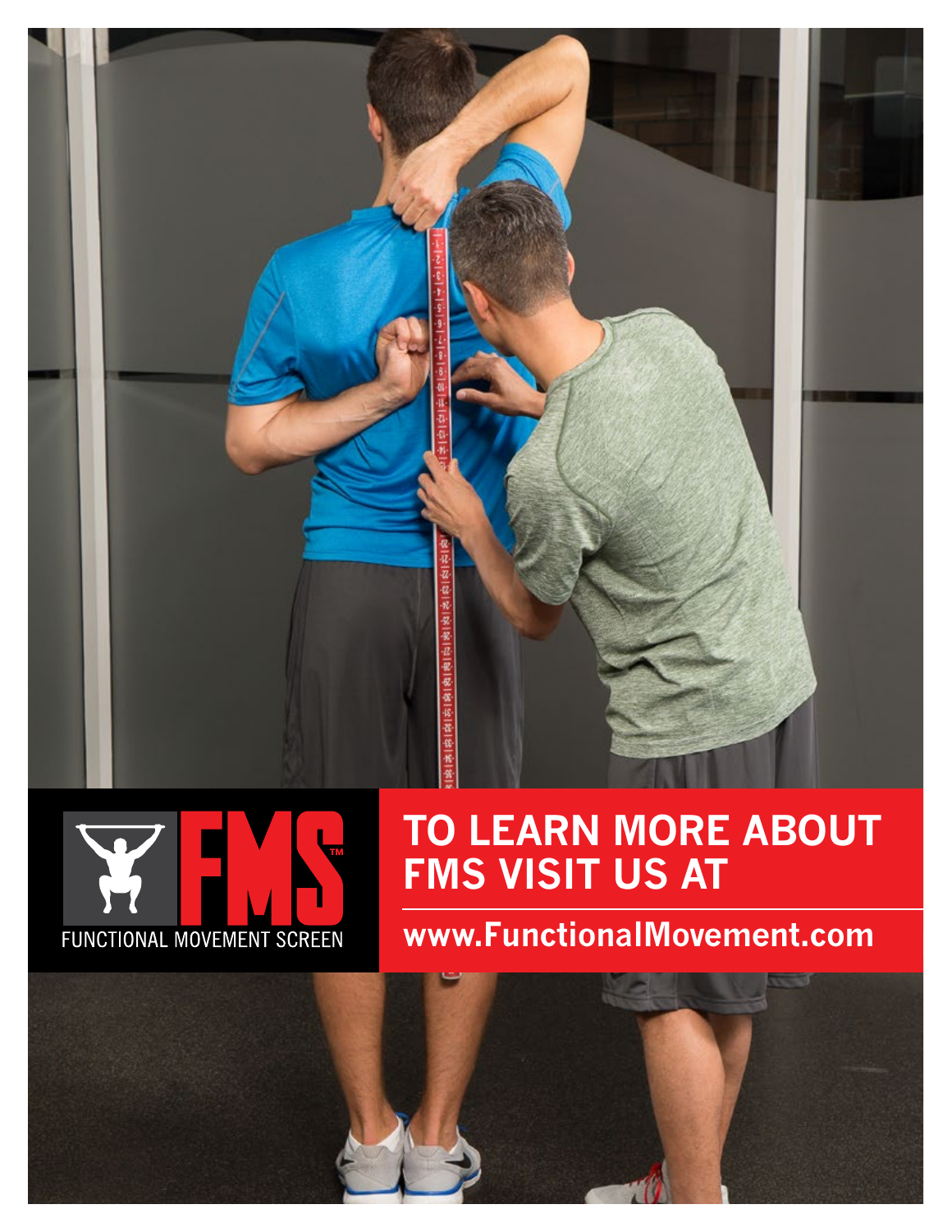FUNCTIONAL MOVEMENT SCREEN

## TO LEARN MORE ABOUT FMS VISIT US AT

**www.FunctionalMovement.com**